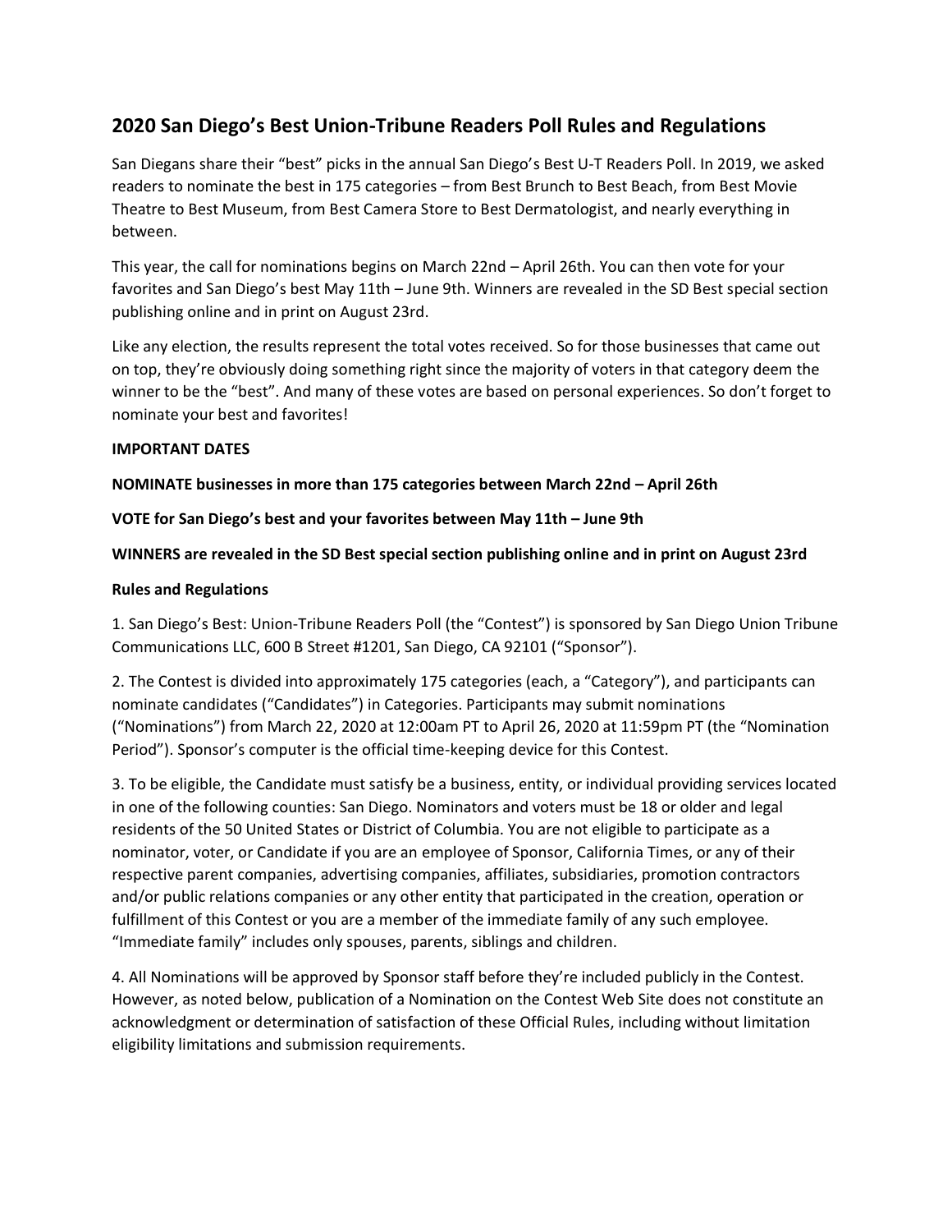# 2020 San Diego's Best Union-Tribune Readers Poll Rules and Regulations

San Diegans share their "best" picks in the annual San Diego's Best U-T Readers Poll. In 2019, we asked readers to nominate the best in 175 categories – from Best Brunch to Best Beach, from Best Movie Theatre to Best Museum, from Best Camera Store to Best Dermatologist, and nearly everything in between.

This year, the call for nominations begins on March 22nd – April 26th. You can then vote for your favorites and San Diego's best May 11th – June 9th. Winners are revealed in the SD Best special section publishing online and in print on August 23rd.

Like any election, the results represent the total votes received. So for those businesses that came out on top, they're obviously doing something right since the majority of voters in that category deem the winner to be the "best". And many of these votes are based on personal experiences. So don't forget to nominate your best and favorites!

**IMPORTANT DATES**

**NOMINATE businesses in more than 175 categories between March 22nd – April 26th**

**VOTE for San Diego's best and your favorites between May 11th – June 9th**

**WINNERS are revealed in the SD Best special section publishing online and in print on August 23rd**

**Rules and Regulations**

1. San Diego's Best: Union-Tribune Readers Poll (the "Contest") is sponsored by San Diego Union Tribune Communications LLC, 600 B Street #1201, San Diego, CA 92101 ("Sponsor").

2. The Contest is divided into approximately 175 categories (each, a "Category"), and participants can nominate candidates ("Candidates") in Categories. Participants may submit nominations ("Nominations") from March 22, 2020 at 12:00am PT to April 26, 2020 at 11:59pm PT (the "Nomination Period"). Sponsor's computer is the official time-keeping device for this Contest.

3. To be eligible, the Candidate must satisfy be a business, entity, or individual providing services located in one of the following counties: San Diego. Nominators and voters must be 18 or older and legal residents of the 50 United States or District of Columbia. You are not eligible to participate as a nominator, voter, or Candidate if you are an employee of Sponsor, California Times, or any of their respective parent companies, advertising companies, affiliates, subsidiaries, promotion contractors and/or public relations companies or any other entity that participated in the creation, operation or fulfillment of this Contest or you are a member of the immediate family of any such employee. "Immediate family" includes only spouses, parents, siblings and children.

4. All Nominations will be approved by Sponsor staff before they're included publicly in the Contest. However, as noted below, publication of a Nomination on the Contest Web Site does not constitute an acknowledgment or determination of satisfaction of these Official Rules, including without limitation eligibility limitations and submission requirements.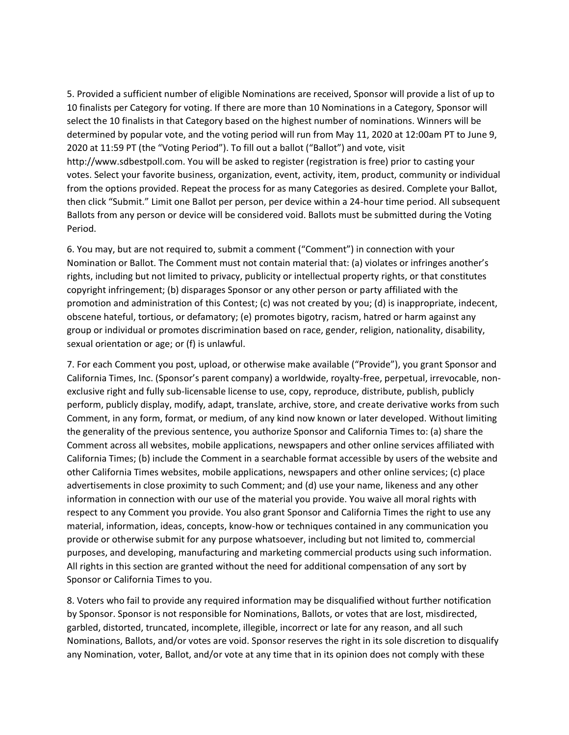5. Provided a sufficient number of eligible Nominations are received, Sponsor will provide a list of up to 10 finalists per Category for voting. If there are more than 10 Nominations in a Category, Sponsor will select the 10 finalists in that Category based on the highest number of nominations. Winners will be determined by popular vote, and the voting period will run from May 11, 2020 at 12:00am PT to June 9, 2020 at 11:59 PT (the "Voting Period"). To fill out a ballot ("Ballot") and vote, visit http://www.sdbestpoll.com. You will be asked to register (registration is free) prior to casting your votes. Select your favorite business, organization, event, activity, item, product, community or individual from the options provided. Repeat the process for as many Categories as desired. Complete your Ballot, then click "Submit." Limit one Ballot per person, per device within a 24-hour time period. All subsequent Ballots from any person or device will be considered void. Ballots must be submitted during the Voting Period.

6. You may, but are not required to, submit a comment ("Comment") in connection with your Nomination or Ballot. The Comment must not contain material that: (a) violates or infringes another's rights, including but not limited to privacy, publicity or intellectual property rights, or that constitutes copyright infringement; (b) disparages Sponsor or any other person or party affiliated with the promotion and administration of this Contest; (c) was not created by you; (d) is inappropriate, indecent, obscene hateful, tortious, or defamatory; (e) promotes bigotry, racism, hatred or harm against any group or individual or promotes discrimination based on race, gender, religion, nationality, disability, sexual orientation or age; or (f) is unlawful.

7. For each Comment you post, upload, or otherwise make available ("Provide"), you grant Sponsor and California Times, Inc. (Sponsor's parent company) a worldwide, royalty-free, perpetual, irrevocable, non-exclusive right and fully sub-licensable license to use, copy, reproduce, distribute, publish, publicly perform, publicly display, modify, adapt, translate, archive, store, and create derivative works from such Comment, in any form, format, or medium, of any kind now known or later developed. Without limiting the generality of the previous sentence, you authorize Sponsor and California Times to: (a) share the Comment across all websites, mobile applications, newspapers and other online services affiliated with California Times; (b) include the Comment in a searchable format accessible by users of the website and other California Times websites, mobile applications, newspapers and other online services; (c) place advertisements in close proximity to such Comment; and (d) use your name, likeness and any other information in connection with our use of the material you provide. You waive all moral rights with respect to any Comment you provide. You also grant Sponsor and California Times the right to use any material, information, ideas, concepts, know-how or techniques contained in any communication you provide or otherwise submit for any purpose whatsoever, including but not limited to, commercial purposes, and developing, manufacturing and marketing commercial products using such information. All rights in this section are granted without the need for additional compensation of any sort by Sponsor or California Times to you.

8. Voters who fail to provide any required information may be disqualified without further notification by Sponsor. Sponsor is not responsible for Nominations, Ballots, or votes that are lost, misdirected, garbled, distorted, truncated, incomplete, illegible, incorrect or late for any reason, and all such Nominations, Ballots, and/or votes are void. Sponsor reserves the right in its sole discretion to disqualify any Nomination, voter, Ballot, and/or vote at any time that in its opinion does not comply with these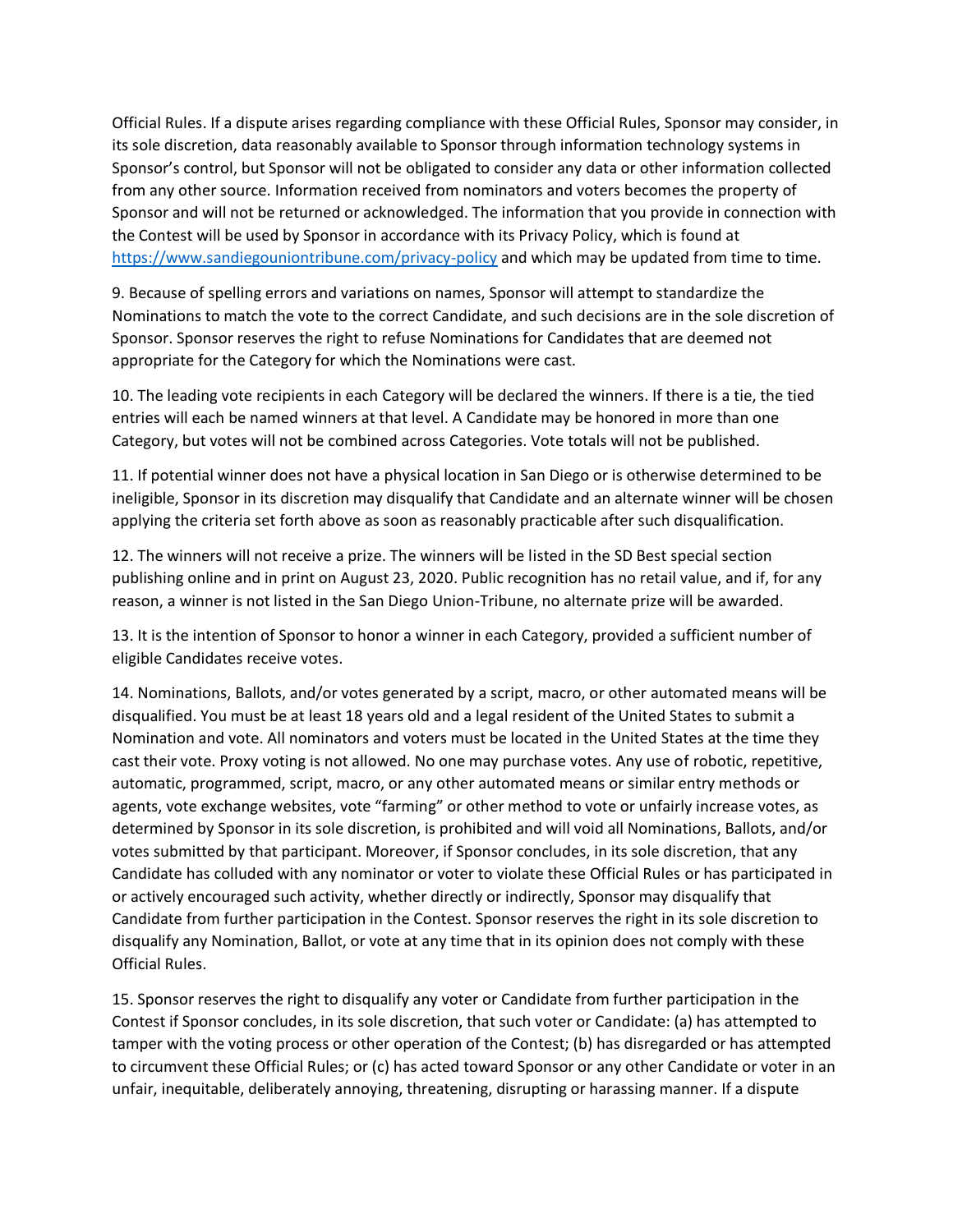Official Rules. If a dispute arises regarding compliance with these Official Rules, Sponsor may consider, in its sole discretion, data reasonably available to Sponsor through information technology systems in Sponsor's control, but Sponsor will not be obligated to consider any data or other information collected from any other source. Information received from nominators and voters becomes the property of Sponsor and will not be returned or acknowledged. The information that you provide in connection with the Contest will be used by Sponsor in accordance with its Privacy Policy, which is found at https://www.sandiegouniontribune.com/privacy-policy and which may be updated from time to time.

9. Because of spelling errors and variations on names, Sponsor will attempt to standardize the Nominations to match the vote to the correct Candidate, and such decisions are in the sole discretion of Sponsor. Sponsor reserves the right to refuse Nominations for Candidates that are deemed not appropriate for the Category for which the Nominations were cast.

10. The leading vote recipients in each Category will be declared the winners. If there is a tie, the tied entries will each be named winners at that level. A Candidate may be honored in more than one Category, but votes will not be combined across Categories. Vote totals will not be published.

11. If potential winner does not have a physical location in San Diego or is otherwise determined to be ineligible, Sponsor in its discretion may disqualify that Candidate and an alternate winner will be chosen applying the criteria set forth above as soon as reasonably practicable after such disqualification.

12. The winners will not receive a prize. The winners will be listed in the SD Best special section publishing online and in print on August 23, 2020. Public recognition has no retail value, and if, for any reason, a winner is not listed in the San Diego Union-Tribune, no alternate prize will be awarded.

13. It is the intention of Sponsor to honor a winner in each Category, provided a sufficient number of eligible Candidates receive votes.

14. Nominations, Ballots, and/or votes generated by a script, macro, or other automated means will be disqualified. You must be at least 18 years old and a legal resident of the United States to submit a Nomination and vote. All nominators and voters must be located in the United States at the time they cast their vote. Proxy voting is not allowed. No one may purchase votes. Any use of robotic, repetitive, automatic, programmed, script, macro, or any other automated means or similar entry methods or agents, vote exchange websites, vote "farming" or other method to vote or unfairly increase votes, as determined by Sponsor in its sole discretion, is prohibited and will void all Nominations, Ballots, and/or votes submitted by that participant. Moreover, if Sponsor concludes, in its sole discretion, that any Candidate has colluded with any nominator or voter to violate these Official Rules or has participated in or actively encouraged such activity, whether directly or indirectly, Sponsor may disqualify that Candidate from further participation in the Contest. Sponsor reserves the right in its sole discretion to disqualify any Nomination, Ballot, or vote at any time that in its opinion does not comply with these Official Rules.

15. Sponsor reserves the right to disqualify any voter or Candidate from further participation in the Contest if Sponsor concludes, in its sole discretion, that such voter or Candidate: (a) has attempted to tamper with the voting process or other operation of the Contest; (b) has disregarded or has attempted to circumvent these Official Rules; or (c) has acted toward Sponsor or any other Candidate or voter in an unfair, inequitable, deliberately annoying, threatening, disrupting or harassing manner. If a dispute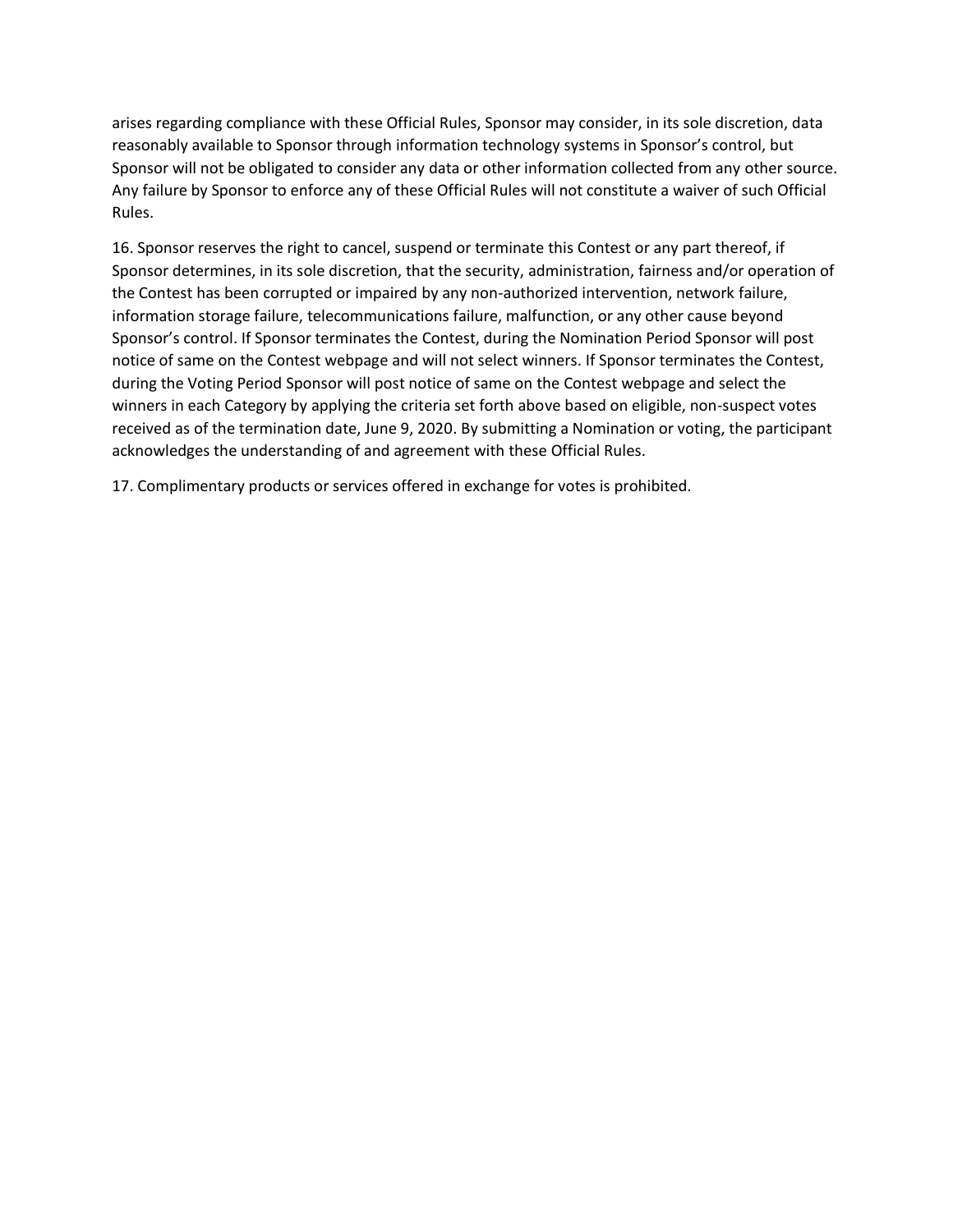arises regarding compliance with these Official Rules, Sponsor may consider, in its sole discretion, data reasonably available to Sponsor through information technology systems in Sponsor's control, but Sponsor will not be obligated to consider any data or other information collected from any other source. Any failure by Sponsor to enforce any of these Official Rules will not constitute a waiver of such Official Rules.

16. Sponsor reserves the right to cancel, suspend or terminate this Contest or any part thereof, if Sponsor determines, in its sole discretion, that the security, administration, fairness and/or operation of the Contest has been corrupted or impaired by any non-authorized intervention, network failure, information storage failure, telecommunications failure, malfunction, or any other cause beyond Sponsor's control. If Sponsor terminates the Contest, during the Nomination Period Sponsor will post notice of same on the Contest webpage and will not select winners. If Sponsor terminates the Contest, during the Voting Period Sponsor will post notice of same on the Contest webpage and select the winners in each Category by applying the criteria set forth above based on eligible, non-suspect votes received as of the termination date, June 9, 2020. By submitting a Nomination or voting, the participant acknowledges the understanding of and agreement with these Official Rules.

17. Complimentary products or services offered in exchange for votes is prohibited.